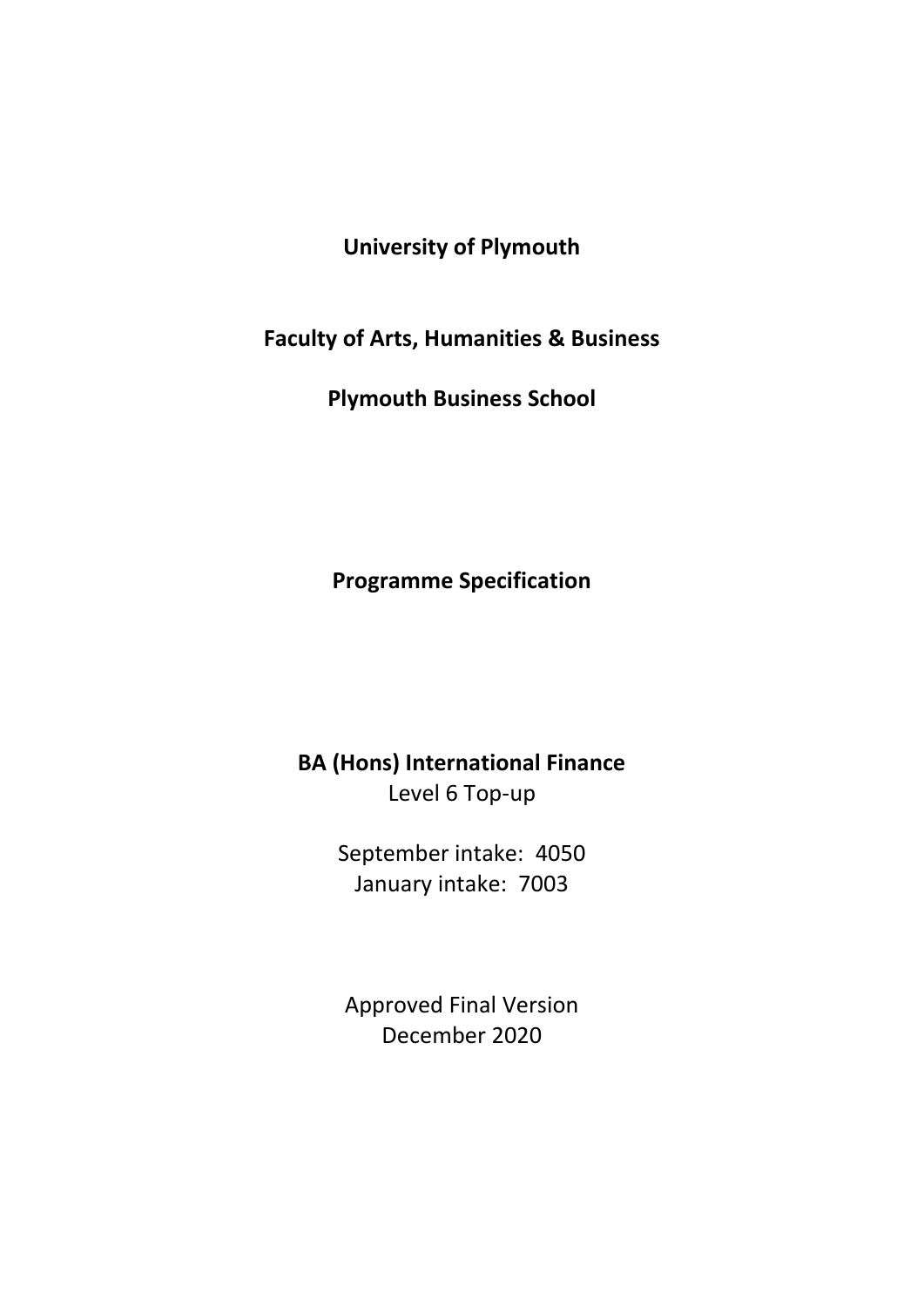**University of Plymouth**

**Faculty of Arts, Humanities & Business**

**Plymouth Business School**

**Programme Specification**

**BA (Hons) International Finance**

Level 6 Top-up

September intake: 4050

January intake: 7003

Approved Final Version

December 2020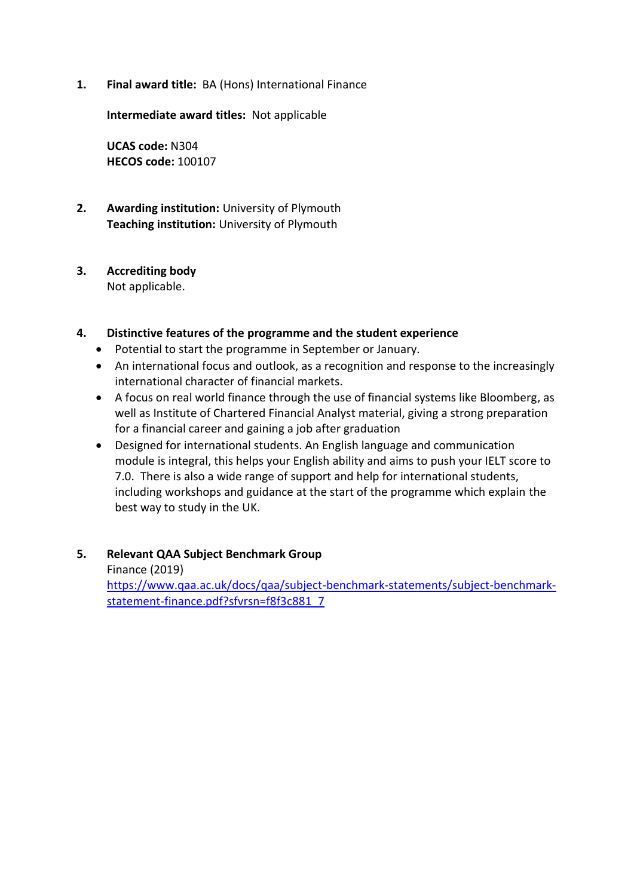1. **Final award title:** BA (Hons) International Finance

   **Intermediate award titles:** Not applicable

   **UCAS code:** N304
   **HECOS code:** 100107

2. **Awarding institution:** University of Plymouth
   **Teaching institution:** University of Plymouth

3. **Accrediting body**
   Not applicable.

4. **Distinctive features of the programme and the student experience**
   - Potential to start the programme in September or January.
   - An international focus and outlook, as a recognition and response to the increasingly international character of financial markets.
   - A focus on real world finance through the use of financial systems like Bloomberg, as well as Institute of Chartered Financial Analyst material, giving a strong preparation for a financial career and gaining a job after graduation
   - Designed for international students. An English language and communication module is integral, this helps your English ability and aims to push your IELT score to 7.0. There is also a wide range of support and help for international students, including workshops and guidance at the start of the programme which explain the best way to study in the UK.

5. **Relevant QAA Subject Benchmark Group**
   Finance (2019)
   [https://www.qaa.ac.uk/docs/qaa/subject-benchmark-statements/subject-benchmark-statement-finance.pdf?sfvrsn=f8f3c881_7](https://www.qaa.ac.uk/docs/qaa/subject-benchmark-statements/subject-benchmark-statement-finance.pdf?sfvrsn=f8f3c881_7)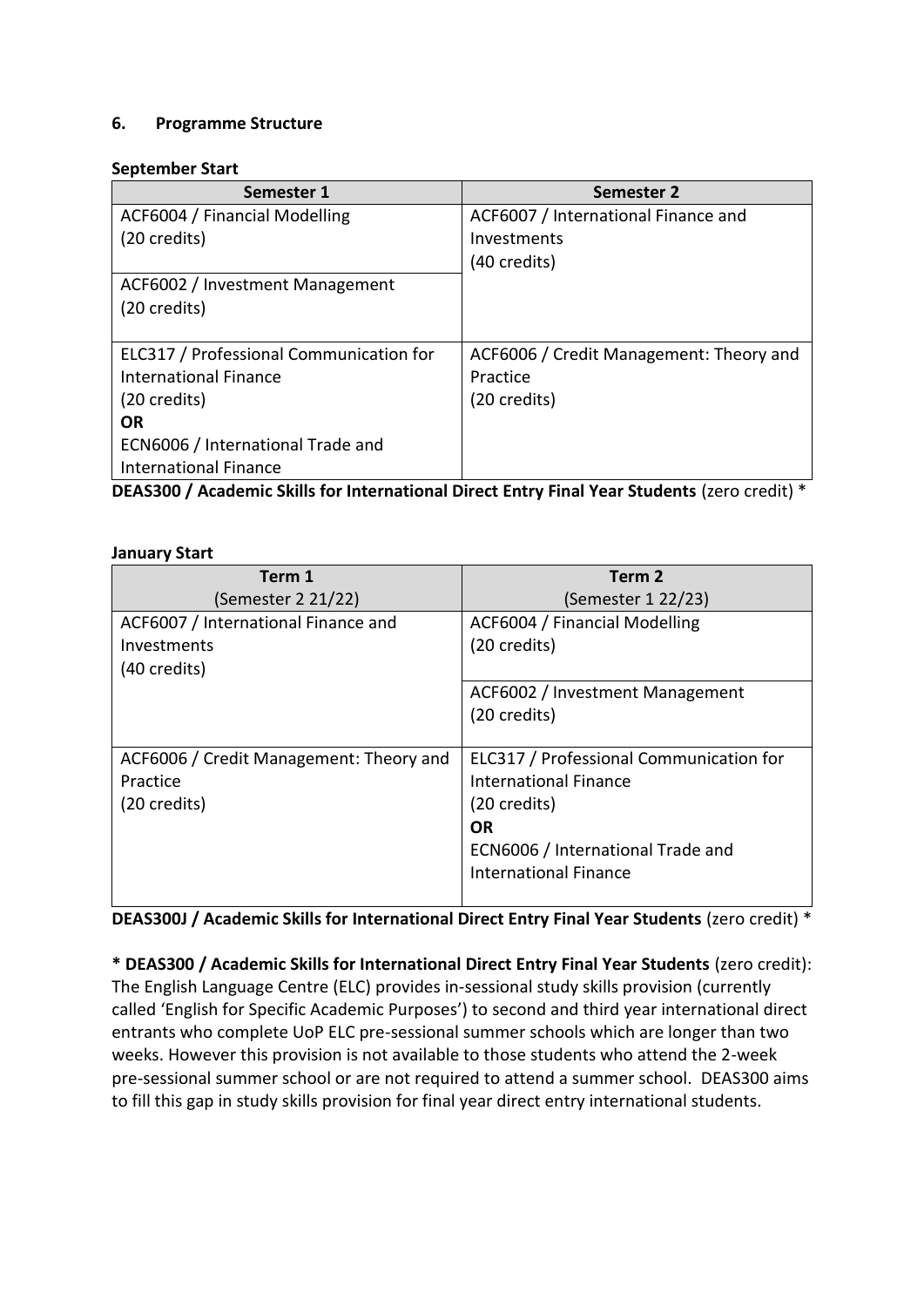### 6. Programme Structure

**September Start**

| Semester 1 | Semester 2 |
|---|---|
| ACF6004 / Financial Modelling (20 credits) | ACF6007 / International Finance and Investments (40 credits) |
| ACF6002 / Investment Management (20 credits) | |
| ELC317 / Professional Communication for International Finance (20 credits) **OR** ECN6006 / International Trade and International Finance | ACF6006 / Credit Management: Theory and Practice (20 credits) |

**DEAS300 / Academic Skills for International Direct Entry Final Year Students** (zero credit) *

**January Start**

| Term 1 (Semester 2 21/22) | Term 2 (Semester 1 22/23) |
|---|---|
| ACF6007 / International Finance and Investments (40 credits) | ACF6004 / Financial Modelling (20 credits) |
| | ACF6002 / Investment Management (20 credits) |
| ACF6006 / Credit Management: Theory and Practice (20 credits) | ELC317 / Professional Communication for International Finance (20 credits) **OR** ECN6006 / International Trade and International Finance |

**DEAS300J / Academic Skills for International Direct Entry Final Year Students** (zero credit) *

**\* DEAS300 / Academic Skills for International Direct Entry Final Year Students** (zero credit): The English Language Centre (ELC) provides in-sessional study skills provision (currently called 'English for Specific Academic Purposes') to second and third year international direct entrants who complete UoP ELC pre-sessional summer schools which are longer than two weeks. However this provision is not available to those students who attend the 2-week pre-sessional summer school or are not required to attend a summer school. DEAS300 aims to fill this gap in study skills provision for final year direct entry international students.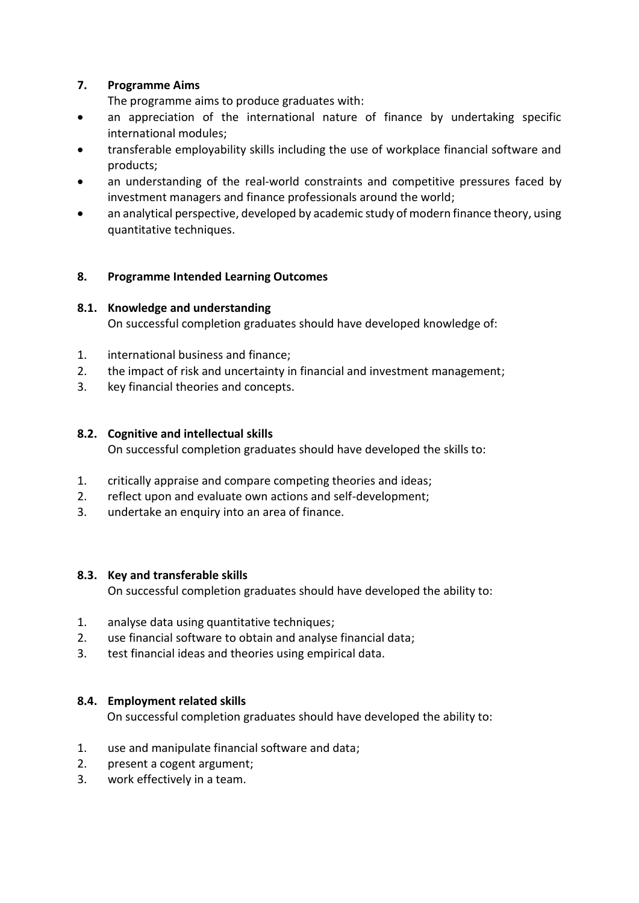## 7. Programme Aims

The programme aims to produce graduates with:

- an appreciation of the international nature of finance by undertaking specific international modules;
- transferable employability skills including the use of workplace financial software and products;
- an understanding of the real-world constraints and competitive pressures faced by investment managers and finance professionals around the world;
- an analytical perspective, developed by academic study of modern finance theory, using quantitative techniques.

## 8. Programme Intended Learning Outcomes

### 8.1. Knowledge and understanding

On successful completion graduates should have developed knowledge of:

1. international business and finance;
2. the impact of risk and uncertainty in financial and investment management;
3. key financial theories and concepts.

### 8.2. Cognitive and intellectual skills

On successful completion graduates should have developed the skills to:

1. critically appraise and compare competing theories and ideas;
2. reflect upon and evaluate own actions and self-development;
3. undertake an enquiry into an area of finance.

### 8.3. Key and transferable skills

On successful completion graduates should have developed the ability to:

1. analyse data using quantitative techniques;
2. use financial software to obtain and analyse financial data;
3. test financial ideas and theories using empirical data.

### 8.4. Employment related skills

On successful completion graduates should have developed the ability to:

1. use and manipulate financial software and data;
2. present a cogent argument;
3. work effectively in a team.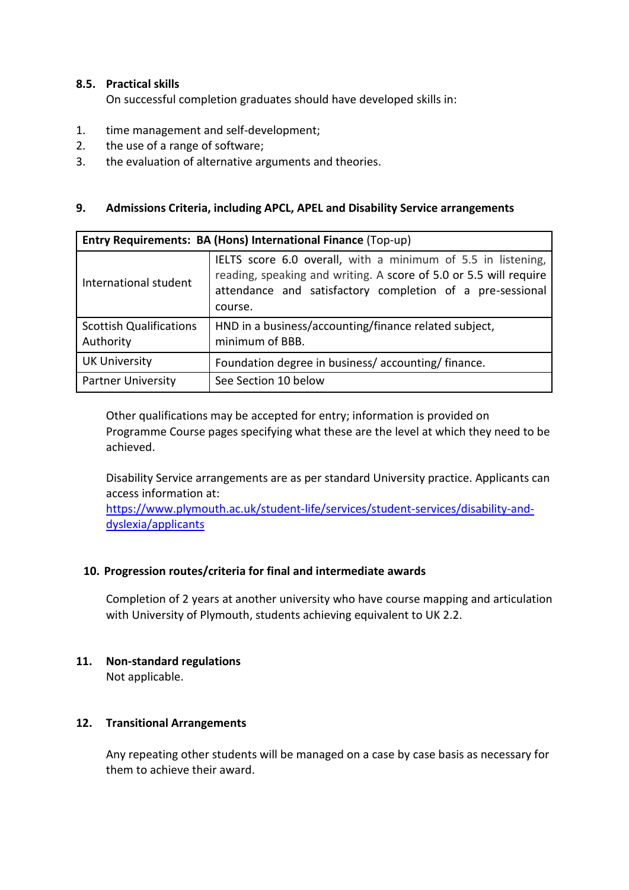### 8.5. Practical skills

On successful completion graduates should have developed skills in:

1. time management and self-development;
2. the use of a range of software;
3. the evaluation of alternative arguments and theories.

## 9. Admissions Criteria, including APCL, APEL and Disability Service arrangements

| **Entry Requirements: BA (Hons) International Finance** (Top-up) | |
|---|---|
| International student | IELTS score 6.0 overall, with a minimum of 5.5 in listening, reading, speaking and writing. A score of 5.0 or 5.5 will require attendance and satisfactory completion of a pre-sessional course. |
| Scottish Qualifications Authority | HND in a business/accounting/finance related subject, minimum of BBB. |
| UK University | Foundation degree in business/ accounting/ finance. |
| Partner University | See Section 10 below |

Other qualifications may be accepted for entry; information is provided on Programme Course pages specifying what these are the level at which they need to be achieved.

Disability Service arrangements are as per standard University practice. Applicants can access information at:
[https://www.plymouth.ac.uk/student-life/services/student-services/disability-and-dyslexia/applicants](https://www.plymouth.ac.uk/student-life/services/student-services/disability-and-dyslexia/applicants)

## 10. Progression routes/criteria for final and intermediate awards

Completion of 2 years at another university who have course mapping and articulation with University of Plymouth, students achieving equivalent to UK 2.2.

## 11. Non-standard regulations

Not applicable.

## 12. Transitional Arrangements

Any repeating other students will be managed on a case by case basis as necessary for them to achieve their award.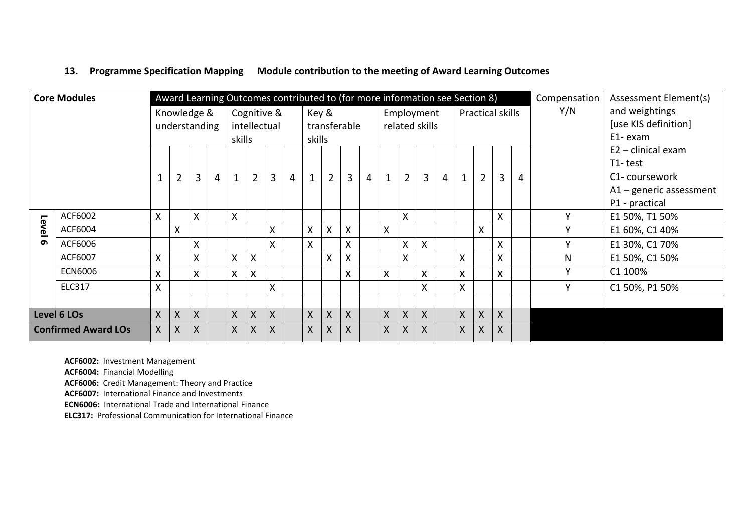## 13. Programme Specification Mapping Module contribution to the meeting of Award Learning Outcomes

| Core Modules | | Award Learning Outcomes contributed to (for more information see Section 8) | | | | | | | | | | | | | | | | | | | | Compensation Y/N | Assessment Element(s) and weightings [use KIS definition] E1- exam E2 – clinical exam T1- test C1- coursework A1 – generic assessment P1 - practical |
|---|---|---|---|---|---|---|---|---|---|---|---|---|---|---|---|---|---|---|---|---|---|---|---|
| | | Knowledge & understanding | | | | Cognitive & intellectual skills | | | | Key & transferable skills | | | | Employment related skills | | | | Practical skills | | | | | |
| | | 1 | 2 | 3 | 4 | 1 | 2 | 3 | 4 | 1 | 2 | 3 | 4 | 1 | 2 | 3 | 4 | 1 | 2 | 3 | 4 | | |
| Level 6 | ACF6002 | X | | X | | X | | | | | | | | | X | | | | | X | | Y | E1 50%, T1 50% |
| | ACF6004 | | X | | | | | X | | X | X | X | | X | | | | | X | | | Y | E1 60%, C1 40% |
| | ACF6006 | | | X | | | | X | | X | | X | | | X | X | | | | X | | Y | E1 30%, C1 70% |
| | ACF6007 | X | | X | | X | X | | | | X | X | | | X | | | X | | X | | N | E1 50%, C1 50% |
| | ECN6006 | x | | x | | x | x | | | | | x | | x | | x | | x | | x | | Y | C1 100% |
| | ELC317 | X | | | | | | X | | | | | | | | X | | X | | | | Y | C1 50%, P1 50% |
| | | | | | | | | | | | | | | | | | | | | | | | |
| Level 6 LOs | | X | X | X | | X | X | X | | X | X | X | | X | X | X | | X | X | X | | | |
| Confirmed Award LOs | | X | X | X | | X | X | X | | X | X | X | | X | X | X | | X | X | X | | | |

**ACF6002:** Investment Management
**ACF6004:** Financial Modelling
**ACF6006:** Credit Management: Theory and Practice
**ACF6007:** International Finance and Investments
**ECN6006:** International Trade and International Finance
**ELC317:** Professional Communication for International Finance